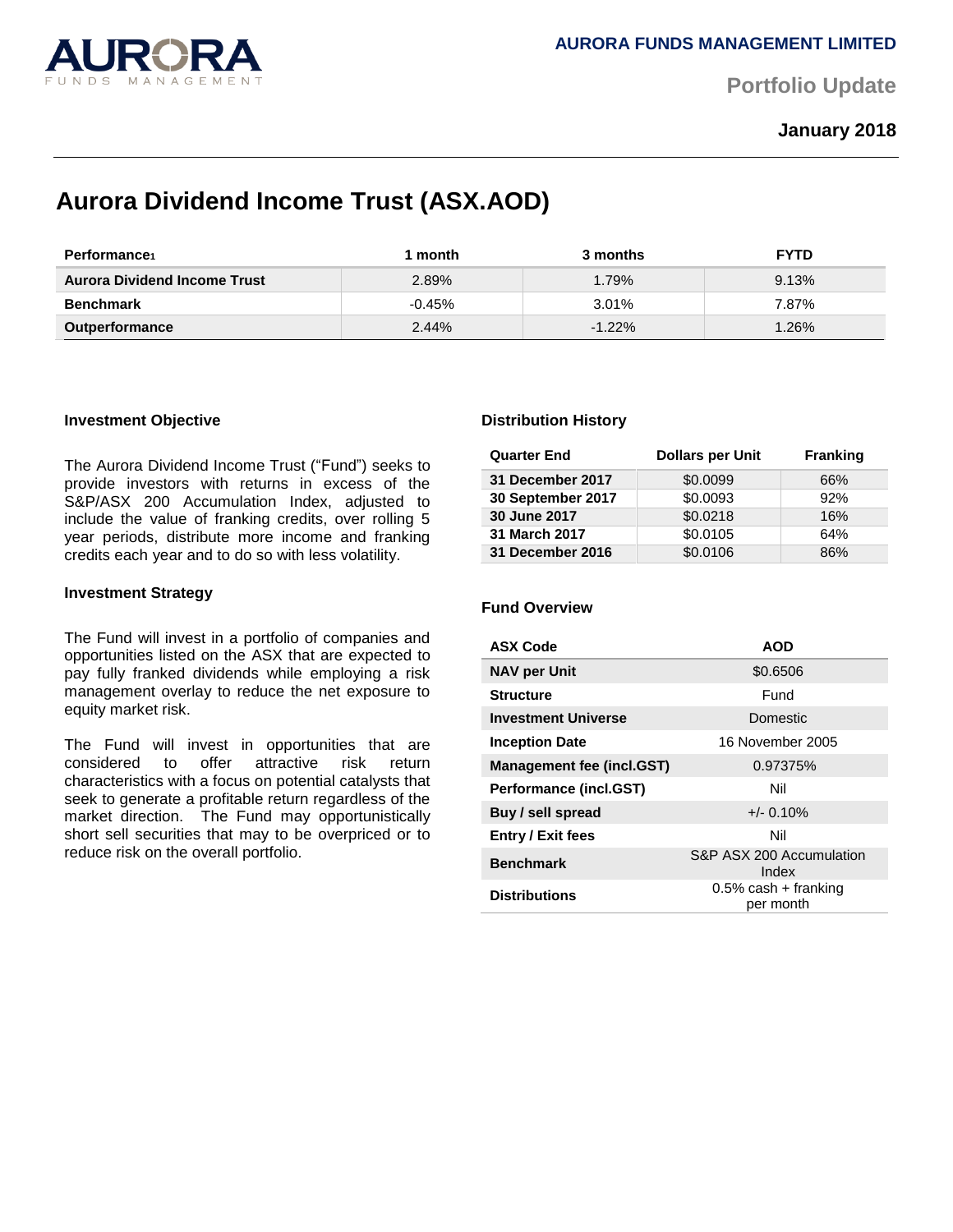AURORA FUNDS MANAGEMENT LIMITED

Portfolio Update

**January 2018**

# Aurora Dividend Income Trust (ASX.AOD)

| Performance[1] | 1 month | 3 months | FYTD |
|---|---|---|---|
| **Aurora Dividend Income Trust** | 2.89% | 1.79% | 9.13% |
| **Benchmark** | -0.45% | 3.01% | 7.87% |
| **Outperformance** | 2.44% | -1.22% | 1.26% |

### Investment Objective

The Aurora Dividend Income Trust ("Fund") seeks to provide investors with returns in excess of the S&P/ASX 200 Accumulation Index, adjusted to include the value of franking credits, over rolling 5 year periods, distribute more income and franking credits each year and to do so with less volatility.

### Investment Strategy

The Fund will invest in a portfolio of companies and opportunities listed on the ASX that are expected to pay fully franked dividends while employing a risk management overlay to reduce the net exposure to equity market risk.

The Fund will invest in opportunities that are considered to offer attractive risk return characteristics with a focus on potential catalysts that seek to generate a profitable return regardless of the market direction. The Fund may opportunistically short sell securities that may to be overpriced or to reduce risk on the overall portfolio.

### Distribution History

| Quarter End | Dollars per Unit | Franking |
|---|---|---|
| **31 December 2017** | $0.0099 | 66% |
| **30 September 2017** | $0.0093 | 92% |
| **30 June 2017** | $0.0218 | 16% |
| **31 March 2017** | $0.0105 | 64% |
| **31 December 2016** | $0.0106 | 86% |

### Fund Overview

| ASX Code | AOD |
|---|---|
| **NAV per Unit** | $0.6506 |
| **Structure** | Fund |
| **Investment Universe** | Domestic |
| **Inception Date** | 16 November 2005 |
| **Management fee (incl.GST)** | 0.97375% |
| **Performance (incl.GST)** | Nil |
| **Buy / sell spread** | +/- 0.10% |
| **Entry / Exit fees** | Nil |
| **Benchmark** | S&P ASX 200 Accumulation Index |
| **Distributions** | 0.5% cash + franking per month |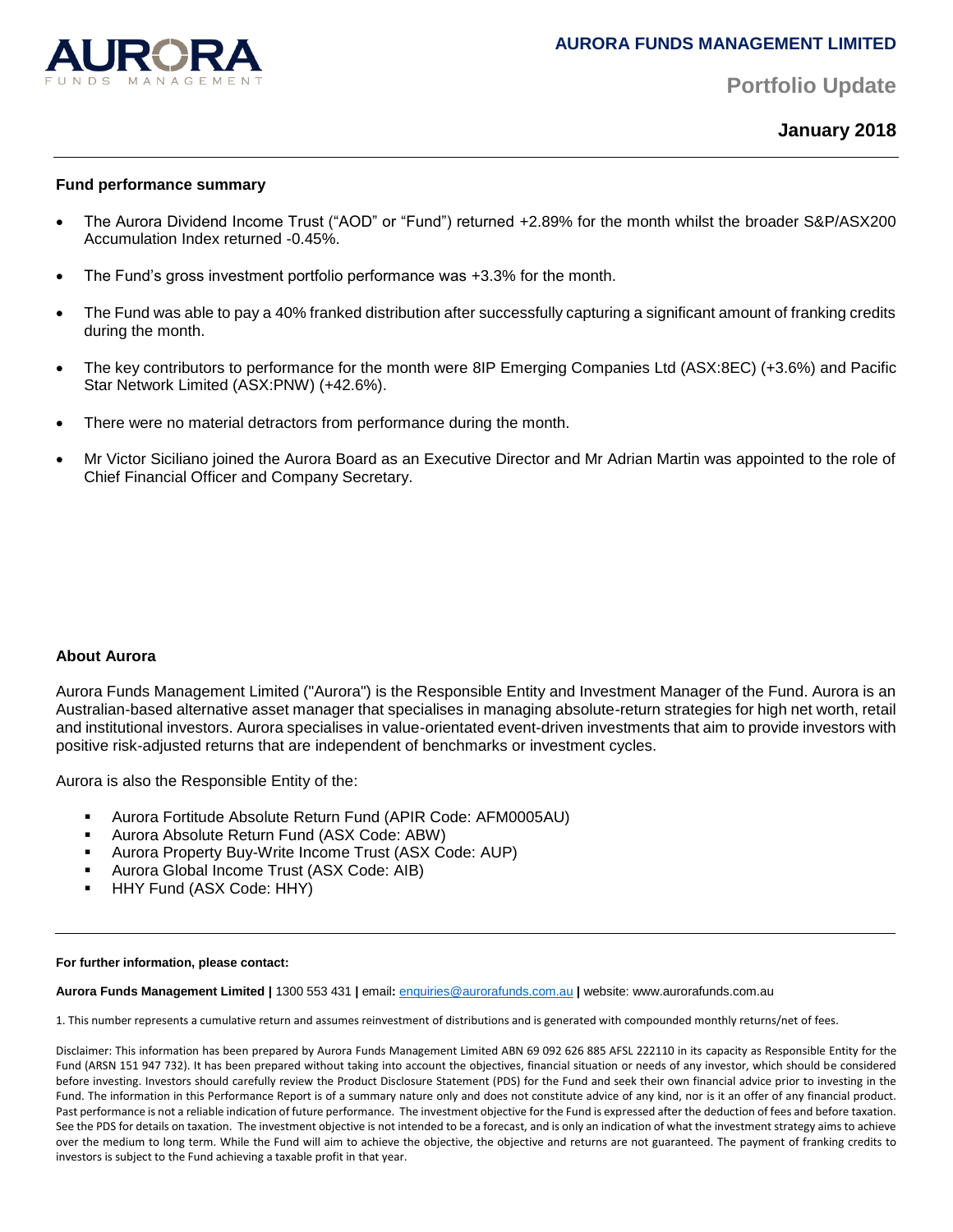**AURORA FUNDS MANAGEMENT LIMITED**

**Portfolio Update**

**January 2018**

**Fund performance summary**

- The Aurora Dividend Income Trust ("AOD" or "Fund") returned +2.89% for the month whilst the broader S&P/ASX200 Accumulation Index returned -0.45%.
- The Fund's gross investment portfolio performance was +3.3% for the month.
- The Fund was able to pay a 40% franked distribution after successfully capturing a significant amount of franking credits during the month.
- The key contributors to performance for the month were 8IP Emerging Companies Ltd (ASX:8EC) (+3.6%) and Pacific Star Network Limited (ASX:PNW) (+42.6%).
- There were no material detractors from performance during the month.
- Mr Victor Siciliano joined the Aurora Board as an Executive Director and Mr Adrian Martin was appointed to the role of Chief Financial Officer and Company Secretary.

**About Aurora**

Aurora Funds Management Limited ("Aurora") is the Responsible Entity and Investment Manager of the Fund. Aurora is an Australian-based alternative asset manager that specialises in managing absolute-return strategies for high net worth, retail and institutional investors. Aurora specialises in value-orientated event-driven investments that aim to provide investors with positive risk-adjusted returns that are independent of benchmarks or investment cycles.

Aurora is also the Responsible Entity of the:

- Aurora Fortitude Absolute Return Fund (APIR Code: AFM0005AU)
- Aurora Absolute Return Fund (ASX Code: ABW)
- Aurora Property Buy-Write Income Trust (ASX Code: AUP)
- Aurora Global Income Trust (ASX Code: AIB)
- HHY Fund (ASX Code: HHY)

**For further information, please contact:**

**Aurora Funds Management Limited |** 1300 553 431 **|** email**:** enquiries@aurorafunds.com.au **|** website: www.aurorafunds.com.au

1. This number represents a cumulative return and assumes reinvestment of distributions and is generated with compounded monthly returns/net of fees.

Disclaimer: This information has been prepared by Aurora Funds Management Limited ABN 69 092 626 885 AFSL 222110 in its capacity as Responsible Entity for the Fund (ARSN 151 947 732). It has been prepared without taking into account the objectives, financial situation or needs of any investor, which should be considered before investing. Investors should carefully review the Product Disclosure Statement (PDS) for the Fund and seek their own financial advice prior to investing in the Fund. The information in this Performance Report is of a summary nature only and does not constitute advice of any kind, nor is it an offer of any financial product. Past performance is not a reliable indication of future performance. The investment objective for the Fund is expressed after the deduction of fees and before taxation. See the PDS for details on taxation. The investment objective is not intended to be a forecast, and is only an indication of what the investment strategy aims to achieve over the medium to long term. While the Fund will aim to achieve the objective, the objective and returns are not guaranteed. The payment of franking credits to investors is subject to the Fund achieving a taxable profit in that year.